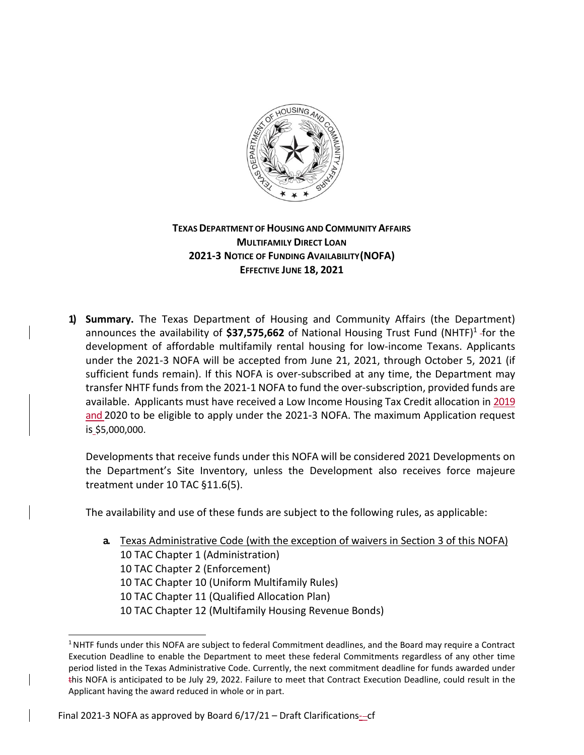**TEXAS DEPARTMENT OF HOUSING AND COMMUNITY AFFAIRS**
**MULTIFAMILY DIRECT LOAN**
**2021-3 NOTICE OF FUNDING AVAILABILITY (NOFA)**
**EFFECTIVE JUNE 18, 2021**

1) **Summary.** The Texas Department of Housing and Community Affairs (the Department) announces the availability of **$37,575,662** of National Housing Trust Fund (NHTF)[1] for the development of affordable multifamily rental housing for low-income Texans. Applicants under the 2021-3 NOFA will be accepted from June 21, 2021, through October 5, 2021 (if sufficient funds remain). If this NOFA is over-subscribed at any time, the Department may transfer NHTF funds from the 2021-1 NOFA to fund the over-subscription, provided funds are available. Applicants must have received a Low Income Housing Tax Credit allocation in 2019 and 2020 to be eligible to apply under the 2021-3 NOFA. The maximum Application request is $5,000,000.

   Developments that receive funds under this NOFA will be considered 2021 Developments on the Department's Site Inventory, unless the Development also receives force majeure treatment under 10 TAC §11.6(5).

   The availability and use of these funds are subject to the following rules, as applicable:

   a. Texas Administrative Code (with the exception of waivers in Section 3 of this NOFA)
      10 TAC Chapter 1 (Administration)
      10 TAC Chapter 2 (Enforcement)
      10 TAC Chapter 10 (Uniform Multifamily Rules)
      10 TAC Chapter 11 (Qualified Allocation Plan)
      10 TAC Chapter 12 (Multifamily Housing Revenue Bonds)

[1] NHTF funds under this NOFA are subject to federal Commitment deadlines, and the Board may require a Contract Execution Deadline to enable the Department to meet these federal Commitments regardless of any other time period listed in the Texas Administrative Code. Currently, the next commitment deadline for funds awarded under this NOFA is anticipated to be July 29, 2022. Failure to meet that Contract Execution Deadline, could result in the Applicant having the award reduced in whole or in part.

Final 2021-3 NOFA as approved by Board 6/17/21 – Draft Clarifications – cf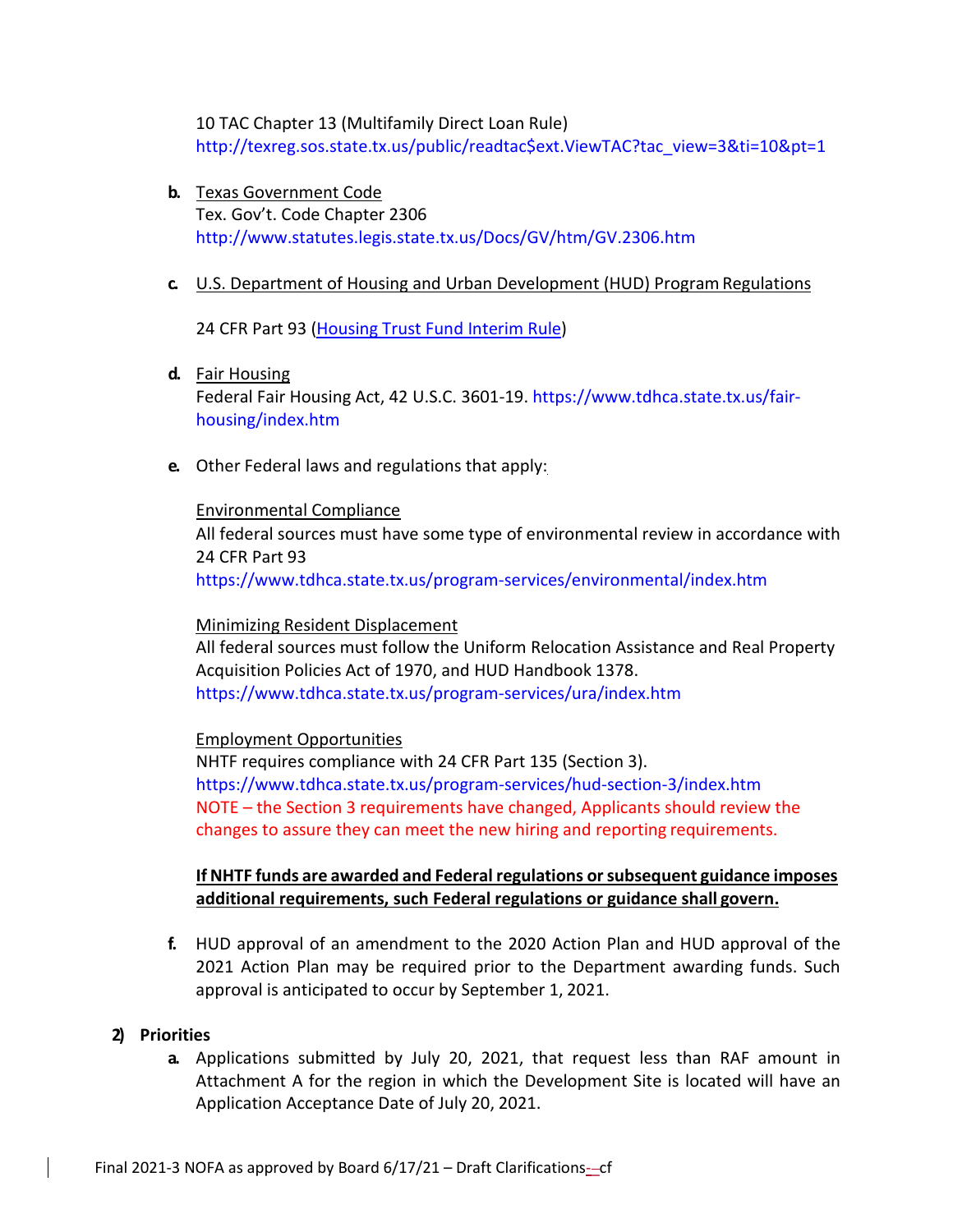10 TAC Chapter 13 (Multifamily Direct Loan Rule)
http://texreg.sos.state.tx.us/public/readtac$ext.ViewTAC?tac_view=3&ti=10&pt=1

b. Texas Government Code
Tex. Gov't. Code Chapter 2306
http://www.statutes.legis.state.tx.us/Docs/GV/htm/GV.2306.htm

c. U.S. Department of Housing and Urban Development (HUD) Program Regulations

24 CFR Part 93 (Housing Trust Fund Interim Rule)

d. Fair Housing
Federal Fair Housing Act, 42 U.S.C. 3601-19. https://www.tdhca.state.tx.us/fair-housing/index.htm

e. Other Federal laws and regulations that apply:

Environmental Compliance
All federal sources must have some type of environmental review in accordance with 24 CFR Part 93
https://www.tdhca.state.tx.us/program-services/environmental/index.htm

Minimizing Resident Displacement
All federal sources must follow the Uniform Relocation Assistance and Real Property Acquisition Policies Act of 1970, and HUD Handbook 1378.
https://www.tdhca.state.tx.us/program-services/ura/index.htm

Employment Opportunities
NHTF requires compliance with 24 CFR Part 135 (Section 3).
https://www.tdhca.state.tx.us/program-services/hud-section-3/index.htm
NOTE – the Section 3 requirements have changed, Applicants should review the changes to assure they can meet the new hiring and reporting requirements.

**If NHTF funds are awarded and Federal regulations or subsequent guidance imposes additional requirements, such Federal regulations or guidance shall govern.**

f. HUD approval of an amendment to the 2020 Action Plan and HUD approval of the 2021 Action Plan may be required prior to the Department awarding funds. Such approval is anticipated to occur by September 1, 2021.

**2) Priorities**

a. Applications submitted by July 20, 2021, that request less than RAF amount in Attachment A for the region in which the Development Site is located will have an Application Acceptance Date of July 20, 2021.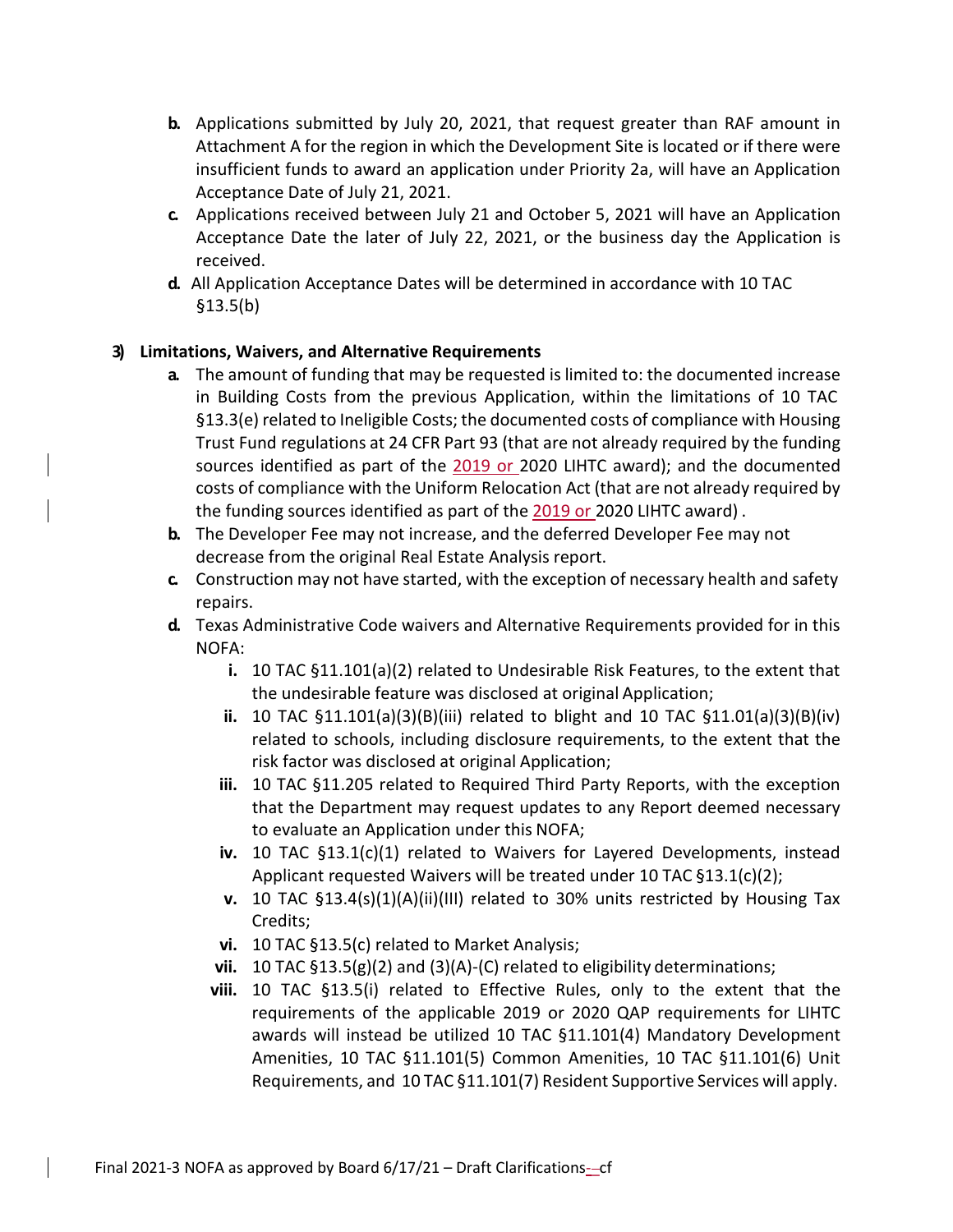b. Applications submitted by July 20, 2021, that request greater than RAF amount in Attachment A for the region in which the Development Site is located or if there were insufficient funds to award an application under Priority 2a, will have an Application Acceptance Date of July 21, 2021.

c. Applications received between July 21 and October 5, 2021 will have an Application Acceptance Date the later of July 22, 2021, or the business day the Application is received.

d. All Application Acceptance Dates will be determined in accordance with 10 TAC §13.5(b)

**3) Limitations, Waivers, and Alternative Requirements**

a. The amount of funding that may be requested is limited to: the documented increase in Building Costs from the previous Application, within the limitations of 10 TAC §13.3(e) related to Ineligible Costs; the documented costs of compliance with Housing Trust Fund regulations at 24 CFR Part 93 (that are not already required by the funding sources identified as part of the 2019 or 2020 LIHTC award); and the documented costs of compliance with the Uniform Relocation Act (that are not already required by the funding sources identified as part of the 2019 or 2020 LIHTC award) .

b. The Developer Fee may not increase, and the deferred Developer Fee may not decrease from the original Real Estate Analysis report.

c. Construction may not have started, with the exception of necessary health and safety repairs.

d. Texas Administrative Code waivers and Alternative Requirements provided for in this NOFA:

   i. 10 TAC §11.101(a)(2) related to Undesirable Risk Features, to the extent that the undesirable feature was disclosed at original Application;

   ii. 10 TAC §11.101(a)(3)(B)(iii) related to blight and 10 TAC §11.01(a)(3)(B)(iv) related to schools, including disclosure requirements, to the extent that the risk factor was disclosed at original Application;

   iii. 10 TAC §11.205 related to Required Third Party Reports, with the exception that the Department may request updates to any Report deemed necessary to evaluate an Application under this NOFA;

   iv. 10 TAC §13.1(c)(1) related to Waivers for Layered Developments, instead Applicant requested Waivers will be treated under 10 TAC §13.1(c)(2);

   v. 10 TAC §13.4(s)(1)(A)(ii)(III) related to 30% units restricted by Housing Tax Credits;

   vi. 10 TAC §13.5(c) related to Market Analysis;

   vii. 10 TAC §13.5(g)(2) and (3)(A)-(C) related to eligibility determinations;

   viii. 10 TAC §13.5(i) related to Effective Rules, only to the extent that the requirements of the applicable 2019 or 2020 QAP requirements for LIHTC awards will instead be utilized 10 TAC §11.101(4) Mandatory Development Amenities, 10 TAC §11.101(5) Common Amenities, 10 TAC §11.101(6) Unit Requirements, and 10 TAC §11.101(7) Resident Supportive Services will apply.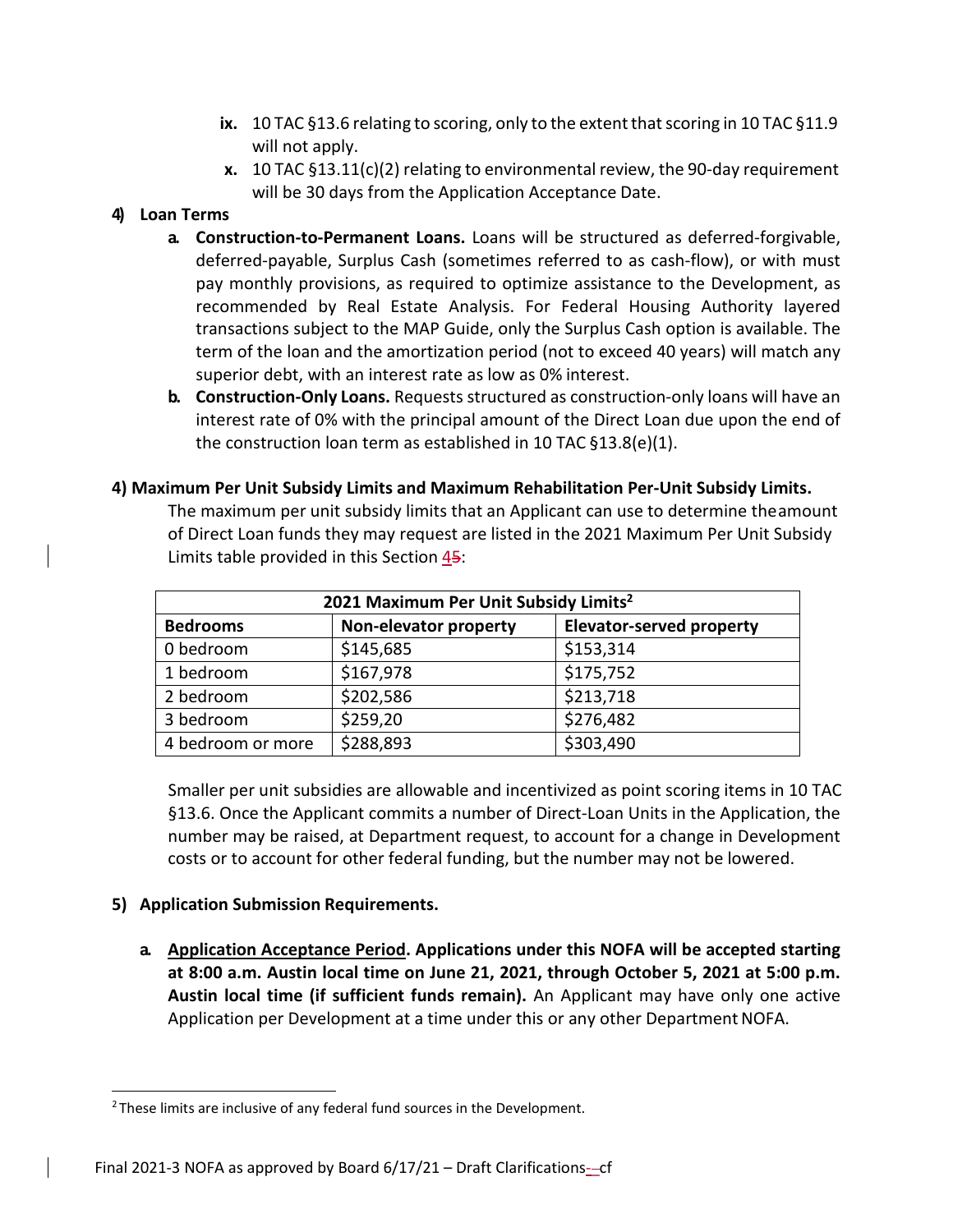- **ix.** 10 TAC §13.6 relating to scoring, only to the extent that scoring in 10 TAC §11.9 will not apply.
- **x.** 10 TAC §13.11(c)(2) relating to environmental review, the 90-day requirement will be 30 days from the Application Acceptance Date.

**4) Loan Terms**

**a. Construction-to-Permanent Loans.** Loans will be structured as deferred-forgivable, deferred-payable, Surplus Cash (sometimes referred to as cash-flow), or with must pay monthly provisions, as required to optimize assistance to the Development, as recommended by Real Estate Analysis. For Federal Housing Authority layered transactions subject to the MAP Guide, only the Surplus Cash option is available. The term of the loan and the amortization period (not to exceed 40 years) will match any superior debt, with an interest rate as low as 0% interest.

**b. Construction-Only Loans.** Requests structured as construction-only loans will have an interest rate of 0% with the principal amount of the Direct Loan due upon the end of the construction loan term as established in 10 TAC §13.8(e)(1).

**4) Maximum Per Unit Subsidy Limits and Maximum Rehabilitation Per-Unit Subsidy Limits.**

The maximum per unit subsidy limits that an Applicant can use to determine theamount of Direct Loan funds they may request are listed in the 2021 Maximum Per Unit Subsidy Limits table provided in this Section 45:

| 2021 Maximum Per Unit Subsidy Limits[2] | | |
|---|---|---|
| **Bedrooms** | **Non-elevator property** | **Elevator-served property** |
| 0 bedroom | $145,685 | $153,314 |
| 1 bedroom | $167,978 | $175,752 |
| 2 bedroom | $202,586 | $213,718 |
| 3 bedroom | $259,20 | $276,482 |
| 4 bedroom or more | $288,893 | $303,490 |

Smaller per unit subsidies are allowable and incentivized as point scoring items in 10 TAC §13.6. Once the Applicant commits a number of Direct-Loan Units in the Application, the number may be raised, at Department request, to account for a change in Development costs or to account for other federal funding, but the number may not be lowered.

**5) Application Submission Requirements.**

**a. <u>Application Acceptance Period</u>. Applications under this NOFA will be accepted starting at 8:00 a.m. Austin local time on June 21, 2021, through October 5, 2021 at 5:00 p.m. Austin local time (if sufficient funds remain).** An Applicant may have only one active Application per Development at a time under this or any other Department NOFA.

[2] These limits are inclusive of any federal fund sources in the Development.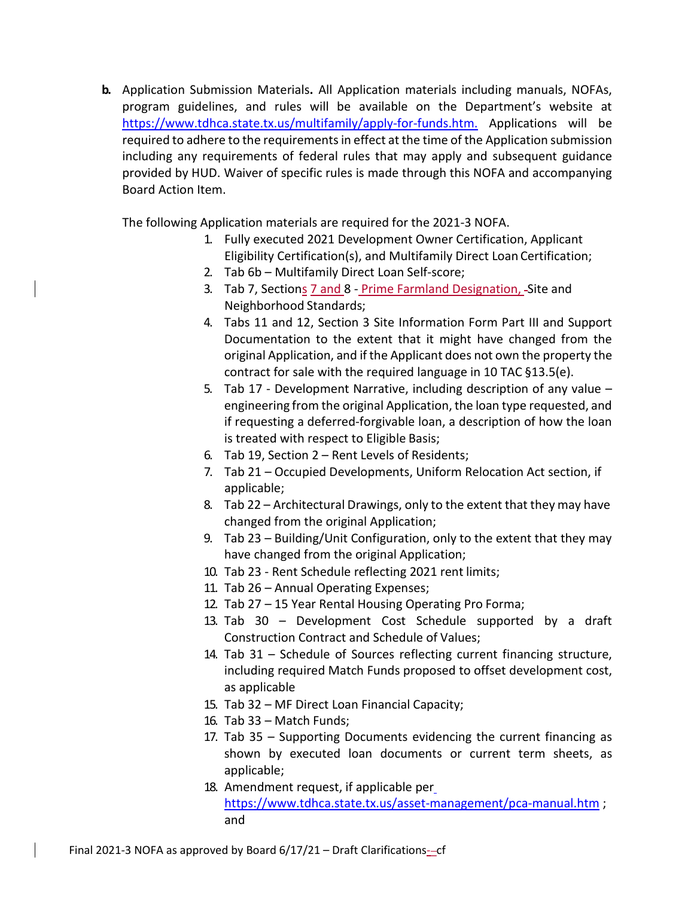**b.** Application Submission Materials**.** All Application materials including manuals, NOFAs, program guidelines, and rules will be available on the Department's website at https://www.tdhca.state.tx.us/multifamily/apply-for-funds.htm. Applications will be required to adhere to the requirements in effect at the time of the Application submission including any requirements of federal rules that may apply and subsequent guidance provided by HUD. Waiver of specific rules is made through this NOFA and accompanying Board Action Item.

The following Application materials are required for the 2021-3 NOFA.

1. Fully executed 2021 Development Owner Certification, Applicant Eligibility Certification(s), and Multifamily Direct Loan Certification;
2. Tab 6b – Multifamily Direct Loan Self-score;
3. Tab 7, Sections 7 and 8 - Prime Farmland Designation, Site and Neighborhood Standards;
4. Tabs 11 and 12, Section 3 Site Information Form Part III and Support Documentation to the extent that it might have changed from the original Application, and if the Applicant does not own the property the contract for sale with the required language in 10 TAC §13.5(e).
5. Tab 17 - Development Narrative, including description of any value – engineering from the original Application, the loan type requested, and if requesting a deferred-forgivable loan, a description of how the loan is treated with respect to Eligible Basis;
6. Tab 19, Section 2 – Rent Levels of Residents;
7. Tab 21 – Occupied Developments, Uniform Relocation Act section, if applicable;
8. Tab 22 – Architectural Drawings, only to the extent that they may have changed from the original Application;
9. Tab 23 – Building/Unit Configuration, only to the extent that they may have changed from the original Application;
10. Tab 23 - Rent Schedule reflecting 2021 rent limits;
11. Tab 26 – Annual Operating Expenses;
12. Tab 27 – 15 Year Rental Housing Operating Pro Forma;
13. Tab 30 – Development Cost Schedule supported by a draft Construction Contract and Schedule of Values;
14. Tab 31 – Schedule of Sources reflecting current financing structure, including required Match Funds proposed to offset development cost, as applicable
15. Tab 32 – MF Direct Loan Financial Capacity;
16. Tab 33 – Match Funds;
17. Tab 35 – Supporting Documents evidencing the current financing as shown by executed loan documents or current term sheets, as applicable;
18. Amendment request, if applicable per https://www.tdhca.state.tx.us/asset-management/pca-manual.htm ; and

Final 2021-3 NOFA as approved by Board 6/17/21 – Draft Clarifications-cf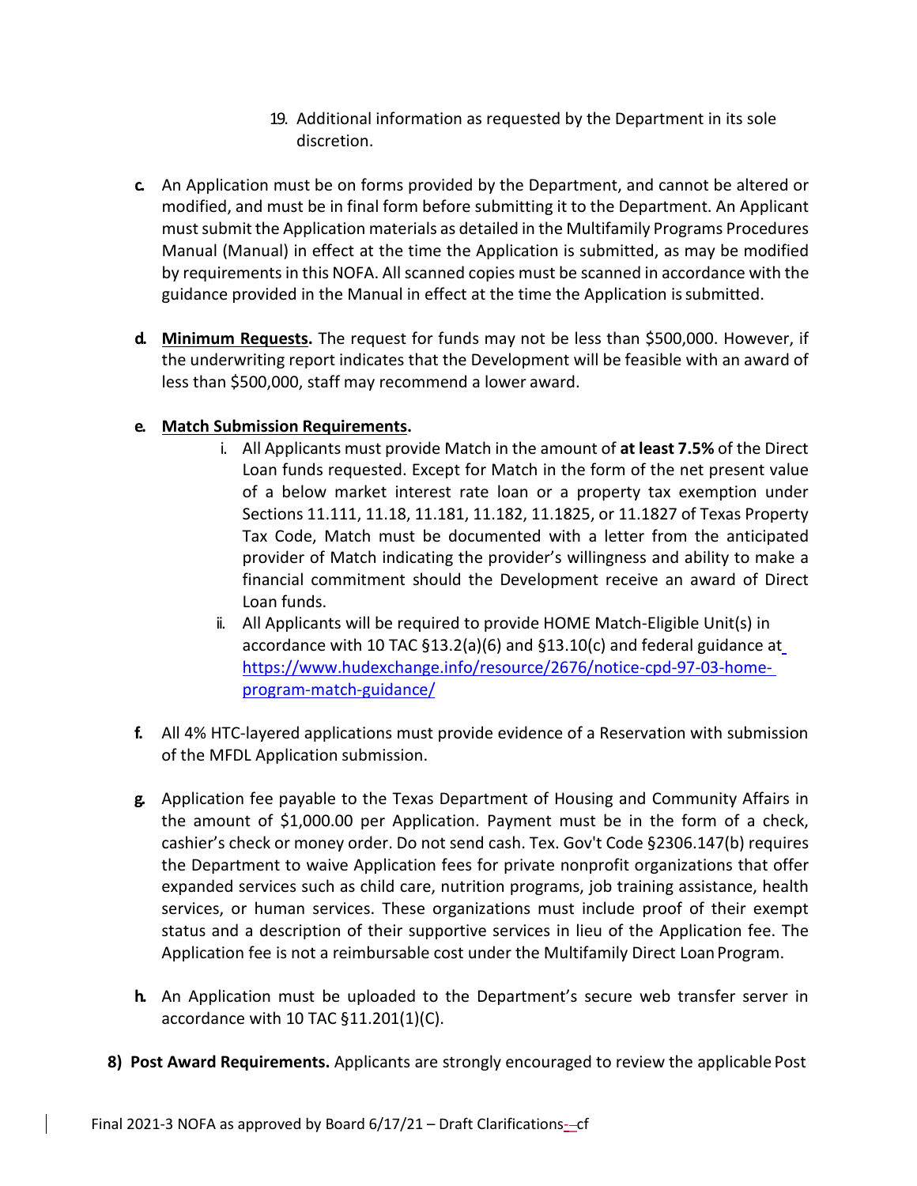19. Additional information as requested by the Department in its sole discretion.

c. An Application must be on forms provided by the Department, and cannot be altered or modified, and must be in final form before submitting it to the Department. An Applicant must submit the Application materials as detailed in the Multifamily Programs Procedures Manual (Manual) in effect at the time the Application is submitted, as may be modified by requirements in this NOFA. All scanned copies must be scanned in accordance with the guidance provided in the Manual in effect at the time the Application is submitted.

d. **Minimum Requests.** The request for funds may not be less than $500,000. However, if the underwriting report indicates that the Development will be feasible with an award of less than $500,000, staff may recommend a lower award.

e. **Match Submission Requirements.**

   i. All Applicants must provide Match in the amount of **at least 7.5%** of the Direct Loan funds requested. Except for Match in the form of the net present value of a below market interest rate loan or a property tax exemption under Sections 11.111, 11.18, 11.181, 11.182, 11.1825, or 11.1827 of Texas Property Tax Code, Match must be documented with a letter from the anticipated provider of Match indicating the provider's willingness and ability to make a financial commitment should the Development receive an award of Direct Loan funds.

   ii. All Applicants will be required to provide HOME Match-Eligible Unit(s) in accordance with 10 TAC §13.2(a)(6) and §13.10(c) and federal guidance at https://www.hudexchange.info/resource/2676/notice-cpd-97-03-home-program-match-guidance/

f. All 4% HTC-layered applications must provide evidence of a Reservation with submission of the MFDL Application submission.

g. Application fee payable to the Texas Department of Housing and Community Affairs in the amount of $1,000.00 per Application. Payment must be in the form of a check, cashier's check or money order. Do not send cash. Tex. Gov't Code §2306.147(b) requires the Department to waive Application fees for private nonprofit organizations that offer expanded services such as child care, nutrition programs, job training assistance, health services, or human services. These organizations must include proof of their exempt status and a description of their supportive services in lieu of the Application fee. The Application fee is not a reimbursable cost under the Multifamily Direct Loan Program.

h. An Application must be uploaded to the Department's secure web transfer server in accordance with 10 TAC §11.201(1)(C).

**8) Post Award Requirements.** Applicants are strongly encouraged to review the applicable Post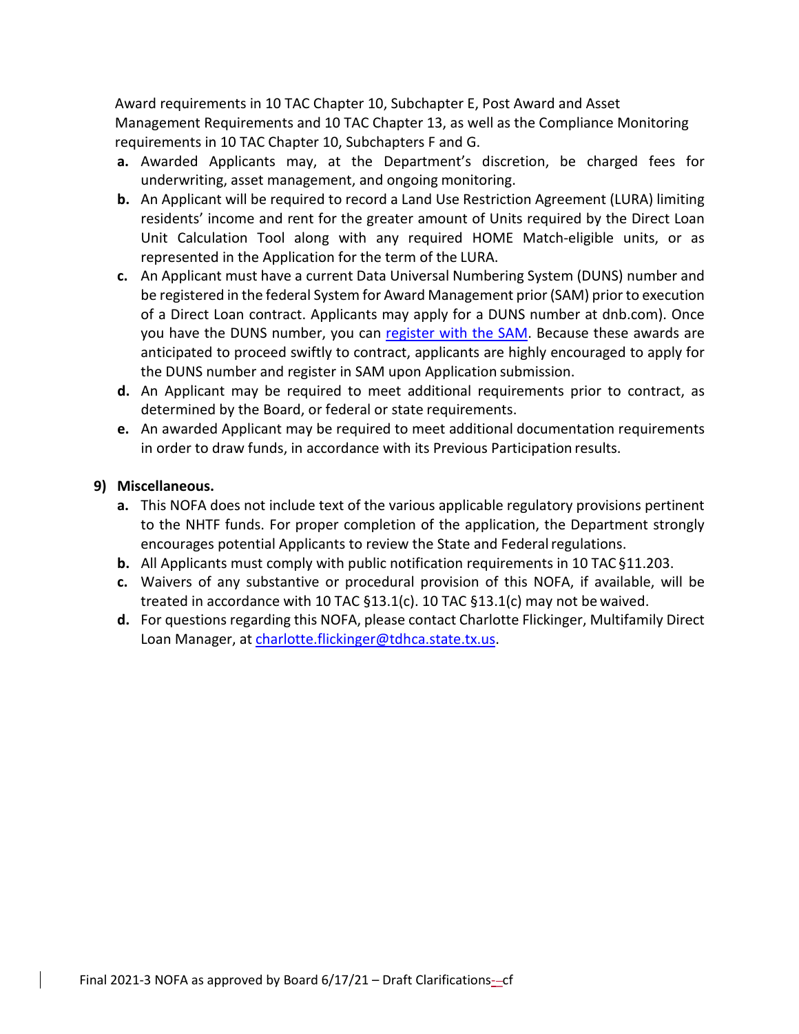Award requirements in 10 TAC Chapter 10, Subchapter E, Post Award and Asset Management Requirements and 10 TAC Chapter 13, as well as the Compliance Monitoring requirements in 10 TAC Chapter 10, Subchapters F and G.

**a.** Awarded Applicants may, at the Department's discretion, be charged fees for underwriting, asset management, and ongoing monitoring.

**b.** An Applicant will be required to record a Land Use Restriction Agreement (LURA) limiting residents' income and rent for the greater amount of Units required by the Direct Loan Unit Calculation Tool along with any required HOME Match-eligible units, or as represented in the Application for the term of the LURA.

**c.** An Applicant must have a current Data Universal Numbering System (DUNS) number and be registered in the federal System for Award Management prior (SAM) prior to execution of a Direct Loan contract. Applicants may apply for a DUNS number at dnb.com). Once you have the DUNS number, you can register with the SAM. Because these awards are anticipated to proceed swiftly to contract, applicants are highly encouraged to apply for the DUNS number and register in SAM upon Application submission.

**d.** An Applicant may be required to meet additional requirements prior to contract, as determined by the Board, or federal or state requirements.

**e.** An awarded Applicant may be required to meet additional documentation requirements in order to draw funds, in accordance with its Previous Participation results.

## 9) Miscellaneous.

**a.** This NOFA does not include text of the various applicable regulatory provisions pertinent to the NHTF funds. For proper completion of the application, the Department strongly encourages potential Applicants to review the State and Federal regulations.

**b.** All Applicants must comply with public notification requirements in 10 TAC §11.203.

**c.** Waivers of any substantive or procedural provision of this NOFA, if available, will be treated in accordance with 10 TAC §13.1(c). 10 TAC §13.1(c) may not be waived.

**d.** For questions regarding this NOFA, please contact Charlotte Flickinger, Multifamily Direct Loan Manager, at charlotte.flickinger@tdhca.state.tx.us.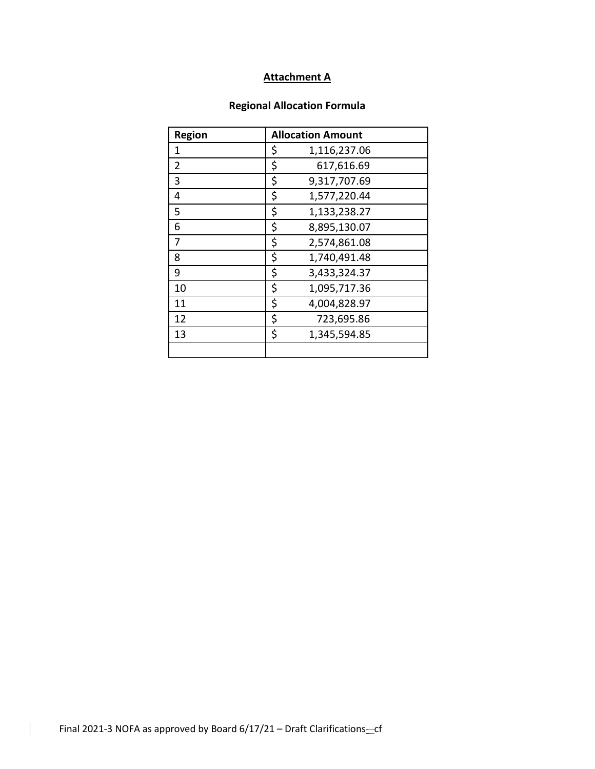## Attachment A

## Regional Allocation Formula

| Region | Allocation Amount |
|---|---|
| 1 | $ 1,116,237.06 |
| 2 | $ 617,616.69 |
| 3 | $ 9,317,707.69 |
| 4 | $ 1,577,220.44 |
| 5 | $ 1,133,238.27 |
| 6 | $ 8,895,130.07 |
| 7 | $ 2,574,861.08 |
| 8 | $ 1,740,491.48 |
| 9 | $ 3,433,324.37 |
| 10 | $ 1,095,717.36 |
| 11 | $ 4,004,828.97 |
| 12 | $ 723,695.86 |
| 13 | $ 1,345,594.85 |
| | |